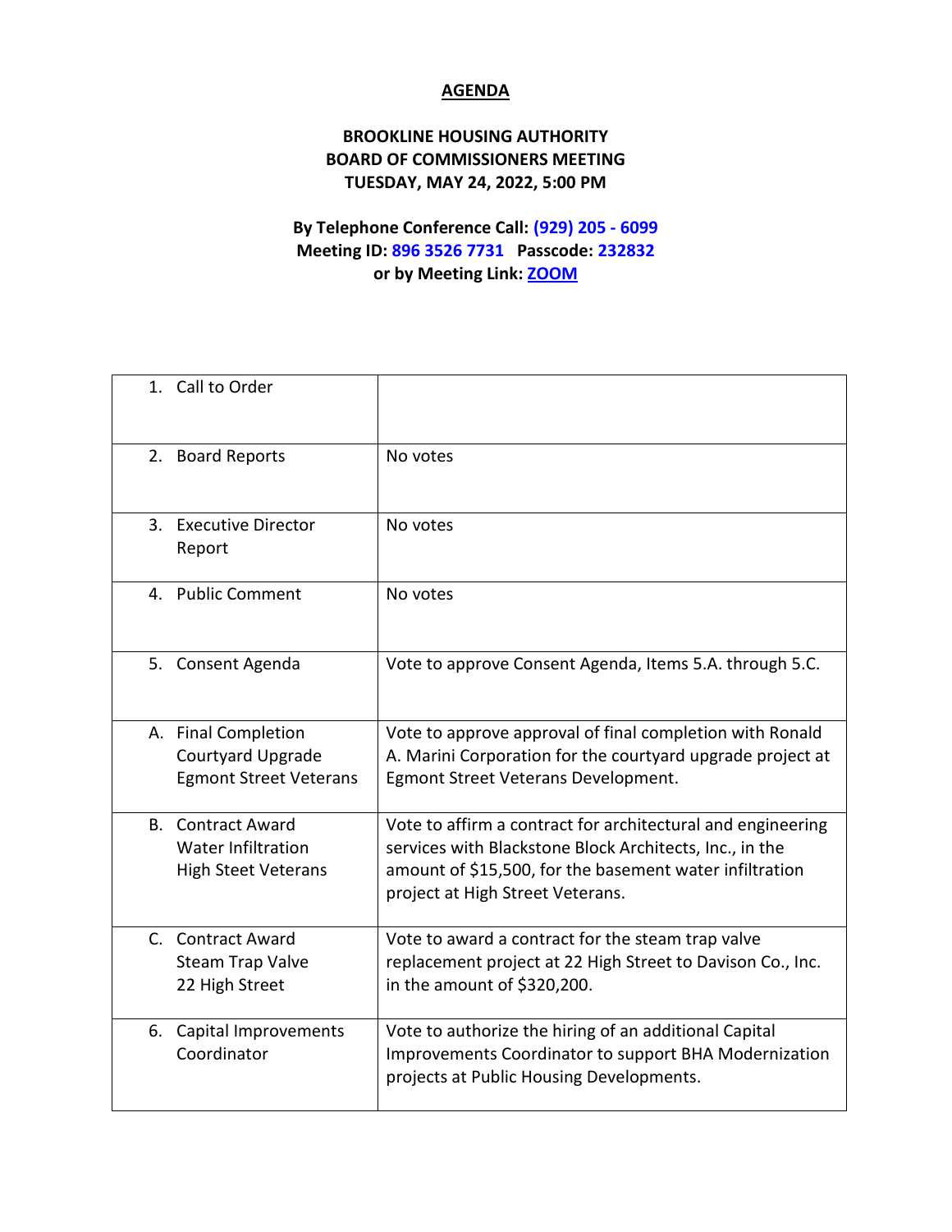# AGENDA

**BROOKLINE HOUSING AUTHORITY**
**BOARD OF COMMISSIONERS MEETING**
**TUESDAY, MAY 24, 2022, 5:00 PM**

**By Telephone Conference Call: (929) 205 - 6099**
**Meeting ID: 896 3526 7731 Passcode: 232832**
**or by Meeting Link: ZOOM**

| | |
|---|---|
| 1. Call to Order | |
| 2. Board Reports | No votes |
| 3. Executive Director Report | No votes |
| 4. Public Comment | No votes |
| 5. Consent Agenda | Vote to approve Consent Agenda, Items 5.A. through 5.C. |
| A. Final Completion Courtyard Upgrade Egmont Street Veterans | Vote to approve approval of final completion with Ronald A. Marini Corporation for the courtyard upgrade project at Egmont Street Veterans Development. |
| B. Contract Award Water Infiltration High Steet Veterans | Vote to affirm a contract for architectural and engineering services with Blackstone Block Architects, Inc., in the amount of $15,500, for the basement water infiltration project at High Street Veterans. |
| C. Contract Award Steam Trap Valve 22 High Street | Vote to award a contract for the steam trap valve replacement project at 22 High Street to Davison Co., Inc. in the amount of $320,200. |
| 6. Capital Improvements Coordinator | Vote to authorize the hiring of an additional Capital Improvements Coordinator to support BHA Modernization projects at Public Housing Developments. |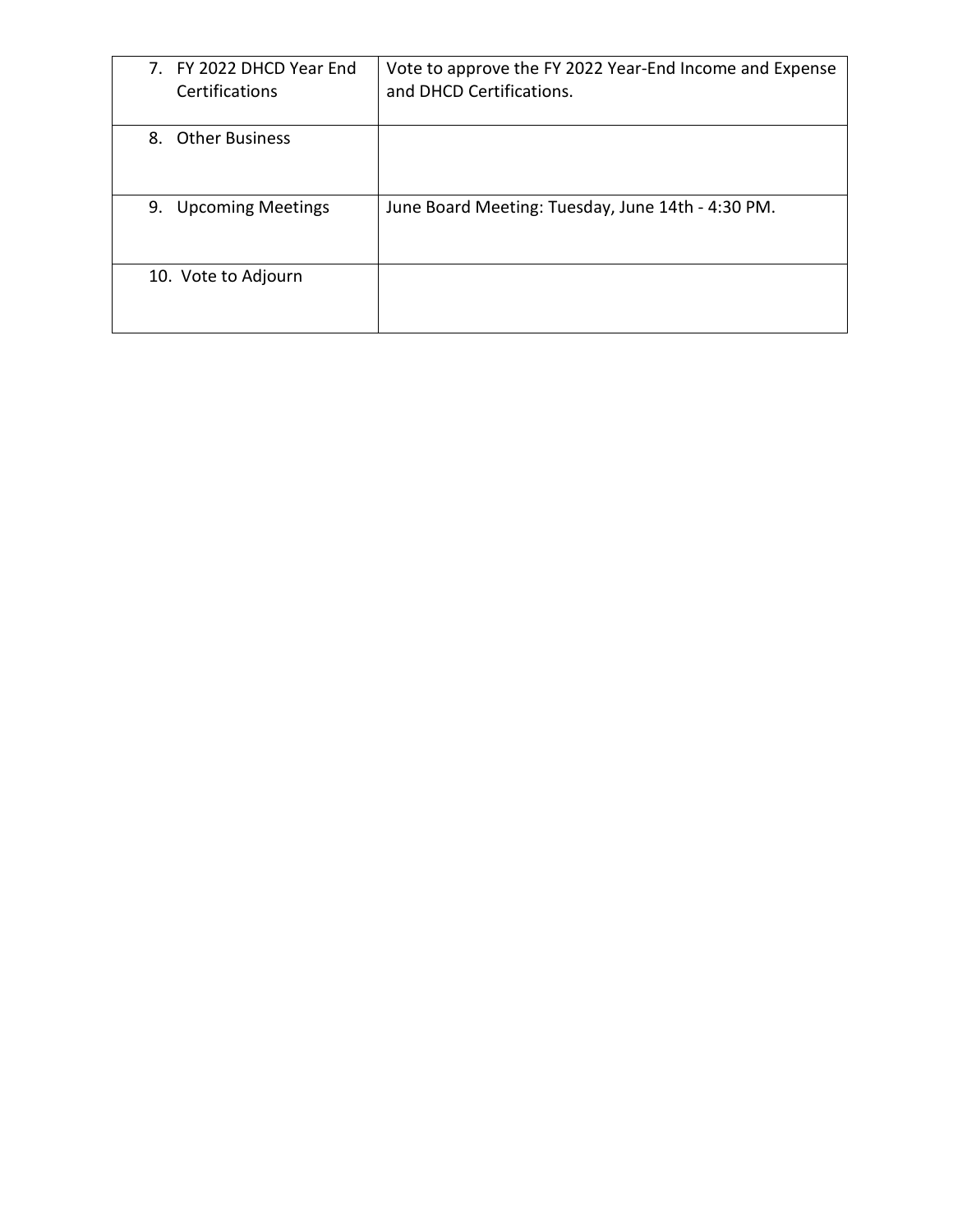| | |
|---|---|
| 7. FY 2022 DHCD Year End Certifications | Vote to approve the FY 2022 Year-End Income and Expense and DHCD Certifications. |
| 8. Other Business | |
| 9. Upcoming Meetings | June Board Meeting: Tuesday, June 14th - 4:30 PM. |
| 10. Vote to Adjourn | |